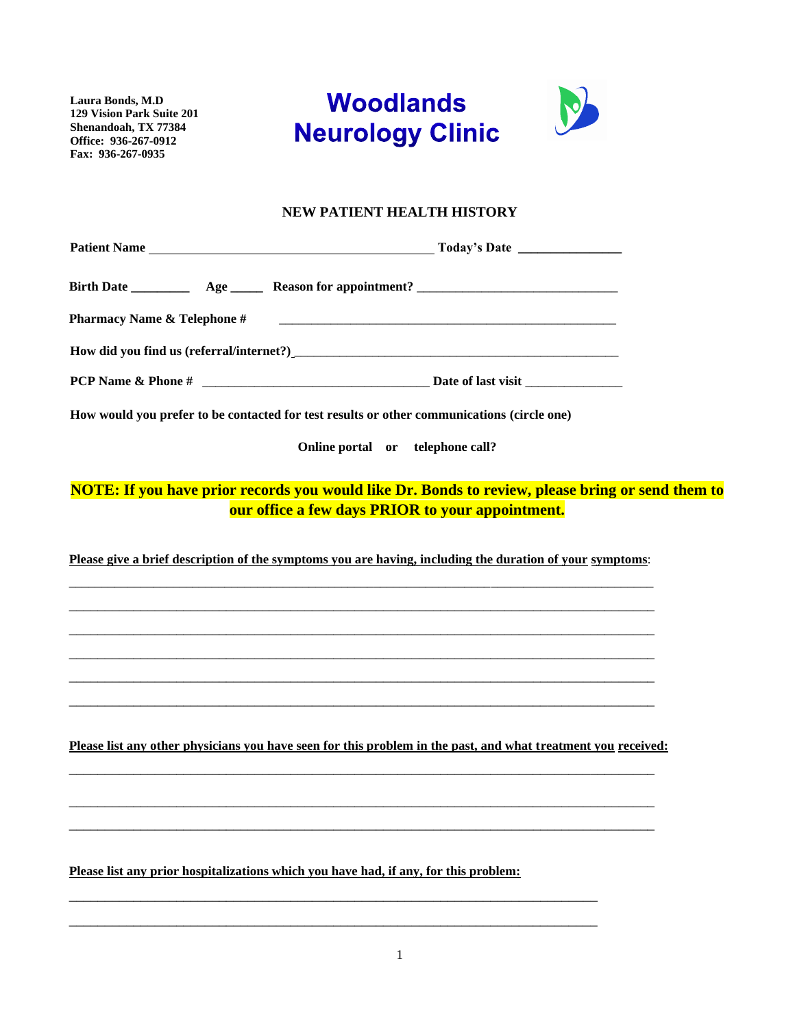**Laura Bonds, M.D**
**129 Vision Park Suite 201**
**Shenandoah, TX 77384**
**Office: 936-267-0912**
**Fax: 936-267-0935**

# Woodlands Neurology Clinic

## NEW PATIENT HEALTH HISTORY

**Patient Name** ________________________________________ **Today's Date** _______________

**Birth Date** _________ **Age** _____ **Reason for appointment?** ______________________________

**Pharmacy Name & Telephone #** ______________________________________________________

**How did you find us (referral/internet?)**___________________________________________________

**PCP Name & Phone #** __________________________________ **Date of last visit** _______________

**How would you prefer to be contacted for test results or other communications (circle one)**

**Online portal or telephone call?**

**NOTE: If you have prior records you would like Dr. Bonds to review, please bring or send them to our office a few days PRIOR to your appointment.**

**Please give a brief description of the symptoms you are having, including the duration of your symptoms**:

______________________________________________________________________________________

______________________________________________________________________________________

______________________________________________________________________________________

______________________________________________________________________________________

______________________________________________________________________________________

______________________________________________________________________________________

**Please list any other physicians you have seen for this problem in the past, and what treatment you received:**

______________________________________________________________________________________

______________________________________________________________________________________

______________________________________________________________________________________

**Please list any prior hospitalizations which you have had, if any, for this problem:**

______________________________________________________________________________

______________________________________________________________________________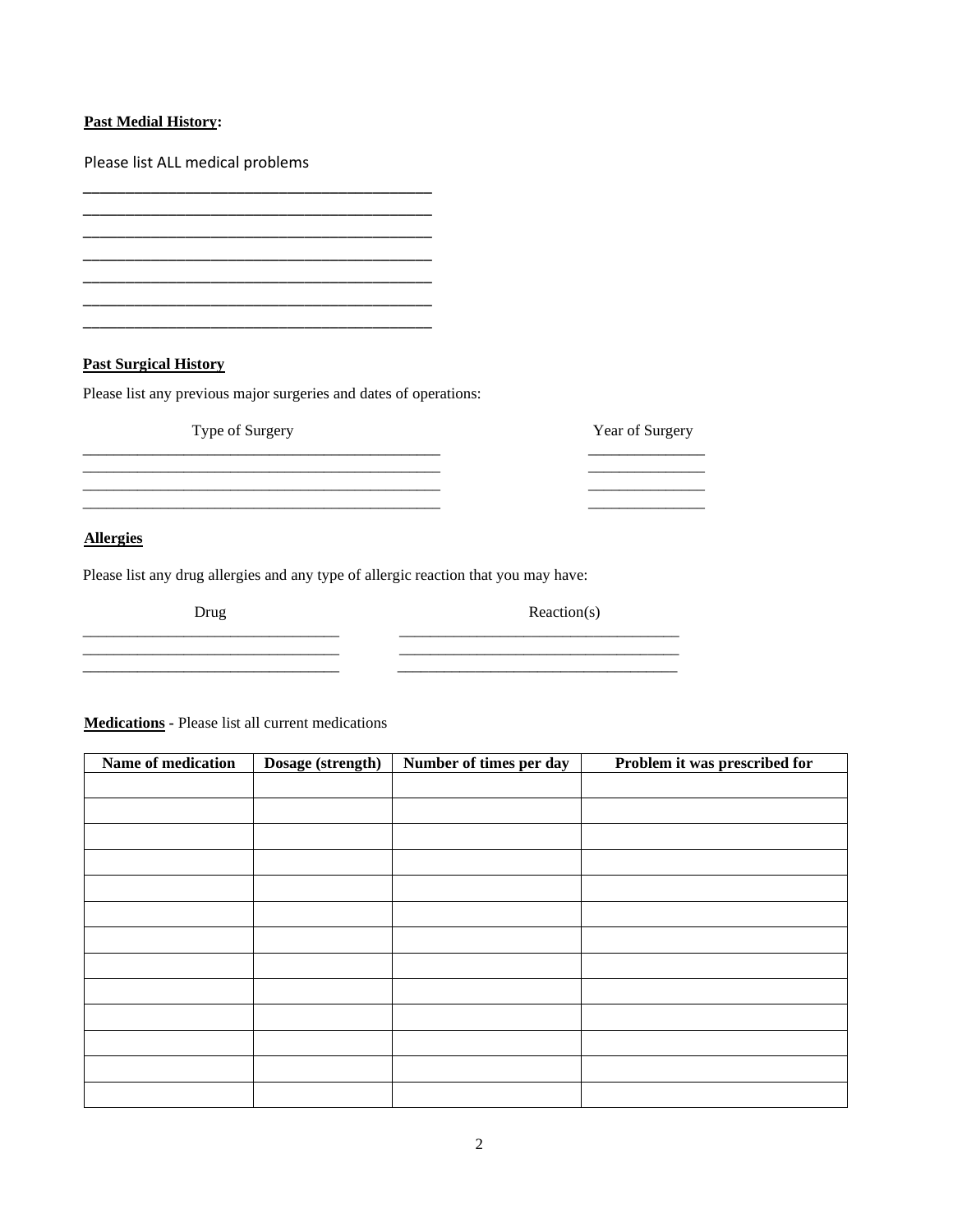**Past Medial History:**

Please list ALL medical problems

\_\_\_\_\_\_\_\_\_\_\_\_\_\_\_\_\_\_\_\_\_\_\_\_\_\_\_\_\_\_\_\_\_\_\_\_\_\_\_\_\_\_
\_\_\_\_\_\_\_\_\_\_\_\_\_\_\_\_\_\_\_\_\_\_\_\_\_\_\_\_\_\_\_\_\_\_\_\_\_\_\_\_\_\_
\_\_\_\_\_\_\_\_\_\_\_\_\_\_\_\_\_\_\_\_\_\_\_\_\_\_\_\_\_\_\_\_\_\_\_\_\_\_\_\_\_\_
\_\_\_\_\_\_\_\_\_\_\_\_\_\_\_\_\_\_\_\_\_\_\_\_\_\_\_\_\_\_\_\_\_\_\_\_\_\_\_\_\_\_
\_\_\_\_\_\_\_\_\_\_\_\_\_\_\_\_\_\_\_\_\_\_\_\_\_\_\_\_\_\_\_\_\_\_\_\_\_\_\_\_\_\_
\_\_\_\_\_\_\_\_\_\_\_\_\_\_\_\_\_\_\_\_\_\_\_\_\_\_\_\_\_\_\_\_\_\_\_\_\_\_\_\_\_\_
\_\_\_\_\_\_\_\_\_\_\_\_\_\_\_\_\_\_\_\_\_\_\_\_\_\_\_\_\_\_\_\_\_\_\_\_\_\_\_\_\_\_

**Past Surgical History**

Please list any previous major surgeries and dates of operations:

| Type of Surgery | Year of Surgery |
|---|---|
| | |
| | |
| | |
| | |

**Allergies**

Please list any drug allergies and any type of allergic reaction that you may have:

| Drug | Reaction(s) |
|---|---|
| | |
| | |
| | |

**Medications** - Please list all current medications

| Name of medication | Dosage (strength) | Number of times per day | Problem it was prescribed for |
|---|---|---|---|
| | | | |
| | | | |
| | | | |
| | | | |
| | | | |
| | | | |
| | | | |
| | | | |
| | | | |
| | | | |
| | | | |
| | | | |
| | | | |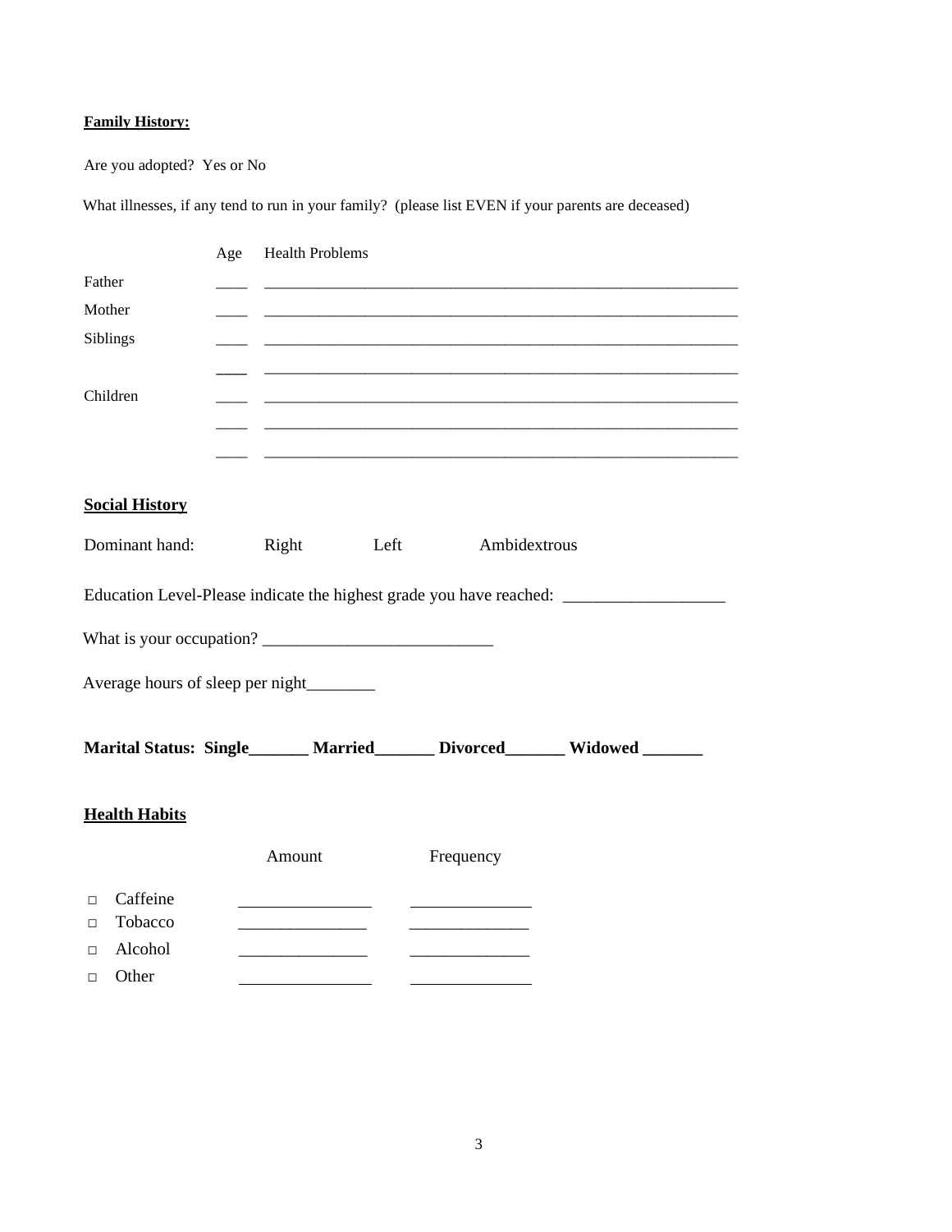**Family History:**

Are you adopted? Yes or No

What illnesses, if any tend to run in your family? (please list EVEN if your parents are deceased)

| | Age | Health Problems |
|---|---|---|
| Father | ____ | ________________________________________________ |
| Mother | ____ | ________________________________________________ |
| Siblings | ____ | ________________________________________________ |
| | ____ | ________________________________________________ |
| Children | ____ | ________________________________________________ |
| | ____ | ________________________________________________ |
| | ____ | ________________________________________________ |

## Social History

Dominant hand: Right Left Ambidextrous

Education Level-Please indicate the highest grade you have reached: ___________________

What is your occupation? ___________________________

Average hours of sleep per night________

**Marital Status: Single_______ Married_______ Divorced_______ Widowed _______**

## Health Habits

| | Amount | Frequency |
|---|---|---|
| □ Caffeine | ______________ | ______________ |
| □ Tobacco | ______________ | ______________ |
| □ Alcohol | ______________ | ______________ |
| □ Other | ______________ | ______________ |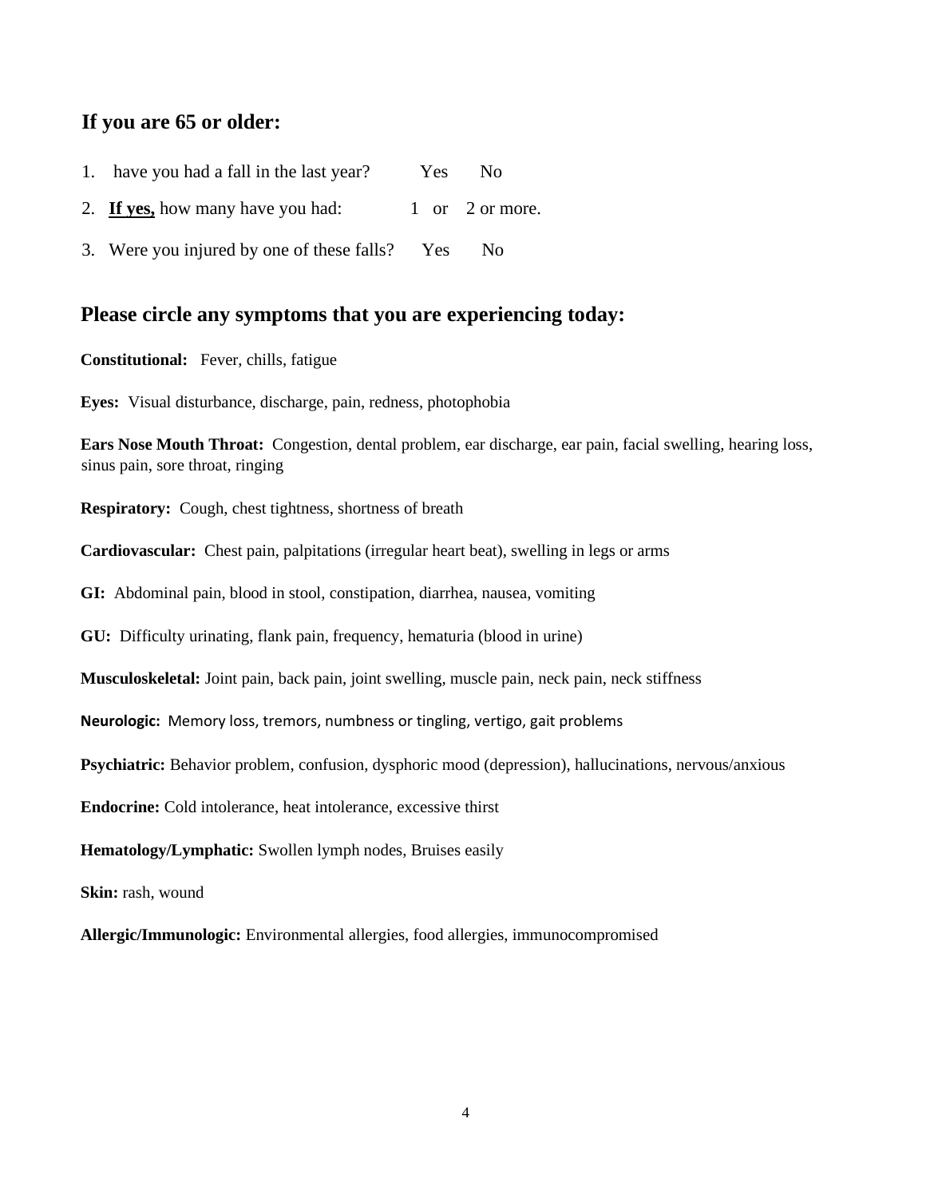## If you are 65 or older:

1. have you had a fall in the last year? Yes No
2. **If yes,** how many have you had: 1 or 2 or more.
3. Were you injured by one of these falls? Yes No

## Please circle any symptoms that you are experiencing today:

**Constitutional:** Fever, chills, fatigue

**Eyes:** Visual disturbance, discharge, pain, redness, photophobia

**Ears Nose Mouth Throat:** Congestion, dental problem, ear discharge, ear pain, facial swelling, hearing loss, sinus pain, sore throat, ringing

**Respiratory:** Cough, chest tightness, shortness of breath

**Cardiovascular:** Chest pain, palpitations (irregular heart beat), swelling in legs or arms

**GI:** Abdominal pain, blood in stool, constipation, diarrhea, nausea, vomiting

**GU:** Difficulty urinating, flank pain, frequency, hematuria (blood in urine)

**Musculoskeletal:** Joint pain, back pain, joint swelling, muscle pain, neck pain, neck stiffness

**Neurologic:** Memory loss, tremors, numbness or tingling, vertigo, gait problems

**Psychiatric:** Behavior problem, confusion, dysphoric mood (depression), hallucinations, nervous/anxious

**Endocrine:** Cold intolerance, heat intolerance, excessive thirst

**Hematology/Lymphatic:** Swollen lymph nodes, Bruises easily

**Skin:** rash, wound

**Allergic/Immunologic:** Environmental allergies, food allergies, immunocompromised